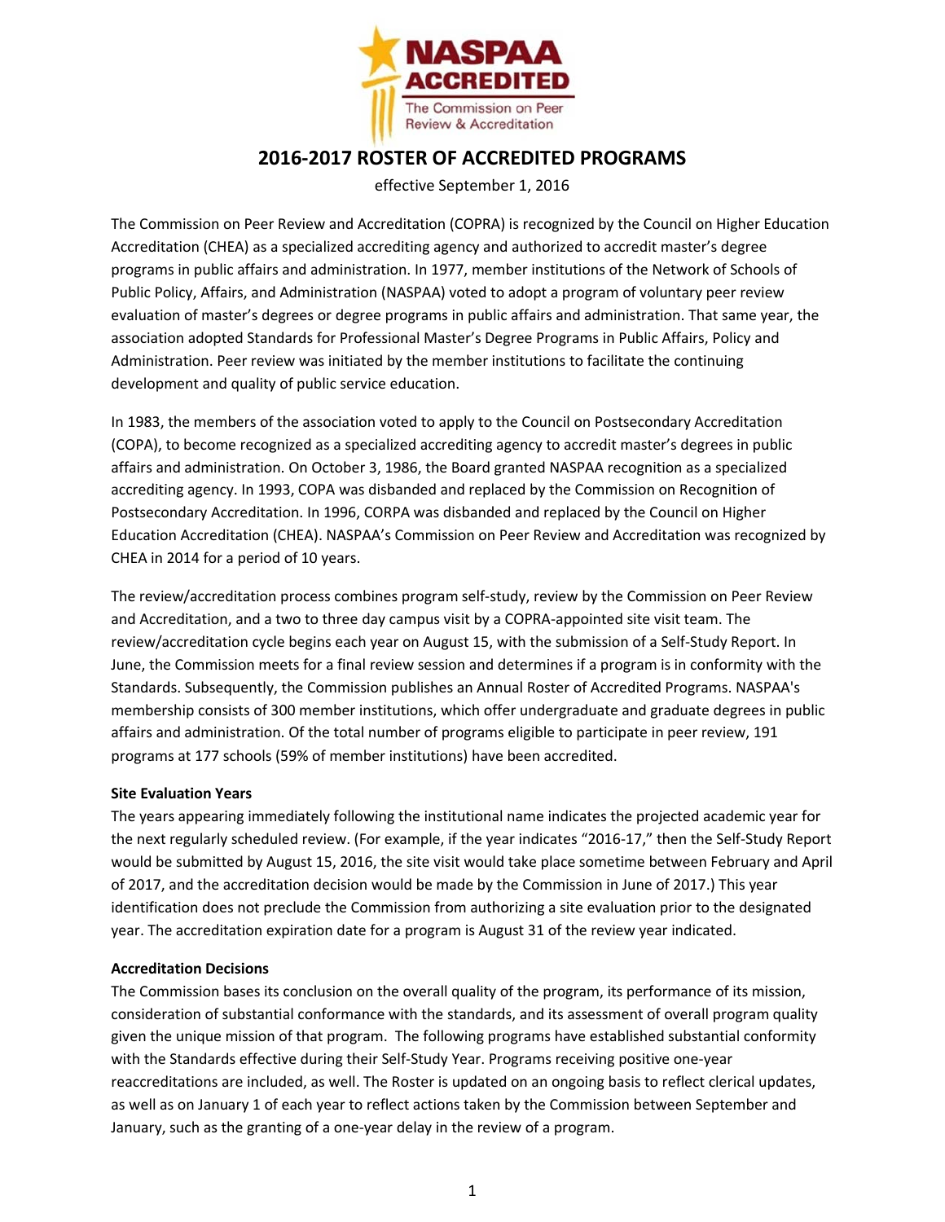NASPAA ACCREDITED

The Commission on Peer Review & Accreditation

# 2016-2017 ROSTER OF ACCREDITED PROGRAMS

effective September 1, 2016

The Commission on Peer Review and Accreditation (COPRA) is recognized by the Council on Higher Education Accreditation (CHEA) as a specialized accrediting agency and authorized to accredit master's degree programs in public affairs and administration. In 1977, member institutions of the Network of Schools of Public Policy, Affairs, and Administration (NASPAA) voted to adopt a program of voluntary peer review evaluation of master's degrees or degree programs in public affairs and administration. That same year, the association adopted Standards for Professional Master's Degree Programs in Public Affairs, Policy and Administration. Peer review was initiated by the member institutions to facilitate the continuing development and quality of public service education.

In 1983, the members of the association voted to apply to the Council on Postsecondary Accreditation (COPA), to become recognized as a specialized accrediting agency to accredit master's degrees in public affairs and administration. On October 3, 1986, the Board granted NASPAA recognition as a specialized accrediting agency. In 1993, COPA was disbanded and replaced by the Commission on Recognition of Postsecondary Accreditation. In 1996, CORPA was disbanded and replaced by the Council on Higher Education Accreditation (CHEA). NASPAA's Commission on Peer Review and Accreditation was recognized by CHEA in 2014 for a period of 10 years.

The review/accreditation process combines program self-study, review by the Commission on Peer Review and Accreditation, and a two to three day campus visit by a COPRA-appointed site visit team. The review/accreditation cycle begins each year on August 15, with the submission of a Self-Study Report. In June, the Commission meets for a final review session and determines if a program is in conformity with the Standards. Subsequently, the Commission publishes an Annual Roster of Accredited Programs. NASPAA's membership consists of 300 member institutions, which offer undergraduate and graduate degrees in public affairs and administration. Of the total number of programs eligible to participate in peer review, 191 programs at 177 schools (59% of member institutions) have been accredited.

**Site Evaluation Years**

The years appearing immediately following the institutional name indicates the projected academic year for the next regularly scheduled review. (For example, if the year indicates "2016-17," then the Self-Study Report would be submitted by August 15, 2016, the site visit would take place sometime between February and April of 2017, and the accreditation decision would be made by the Commission in June of 2017.) This year identification does not preclude the Commission from authorizing a site evaluation prior to the designated year. The accreditation expiration date for a program is August 31 of the review year indicated.

**Accreditation Decisions**

The Commission bases its conclusion on the overall quality of the program, its performance of its mission, consideration of substantial conformance with the standards, and its assessment of overall program quality given the unique mission of that program. The following programs have established substantial conformity with the Standards effective during their Self-Study Year. Programs receiving positive one-year reaccreditations are included, as well. The Roster is updated on an ongoing basis to reflect clerical updates, as well as on January 1 of each year to reflect actions taken by the Commission between September and January, such as the granting of a one-year delay in the review of a program.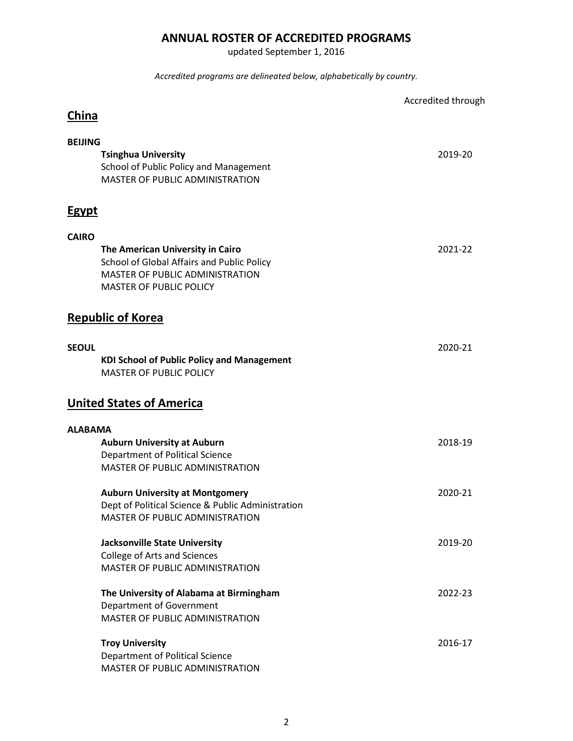# ANNUAL ROSTER OF ACCREDITED PROGRAMS

updated September 1, 2016

*Accredited programs are delineated below, alphabetically by country.*

Accredited through

## China

**BEIJING**

**Tsinghua University** — 2019-20
School of Public Policy and Management
MASTER OF PUBLIC ADMINISTRATION

## Egypt

**CAIRO**

**The American University in Cairo** — 2021-22
School of Global Affairs and Public Policy
MASTER OF PUBLIC ADMINISTRATION
MASTER OF PUBLIC POLICY

## Republic of Korea

**SEOUL** — 2020-21

**KDI School of Public Policy and Management**
MASTER OF PUBLIC POLICY

## United States of America

**ALABAMA**

**Auburn University at Auburn** — 2018-19
Department of Political Science
MASTER OF PUBLIC ADMINISTRATION

**Auburn University at Montgomery** — 2020-21
Dept of Political Science & Public Administration
MASTER OF PUBLIC ADMINISTRATION

**Jacksonville State University** — 2019-20
College of Arts and Sciences
MASTER OF PUBLIC ADMINISTRATION

**The University of Alabama at Birmingham** — 2022-23
Department of Government
MASTER OF PUBLIC ADMINISTRATION

**Troy University** — 2016-17
Department of Political Science
MASTER OF PUBLIC ADMINISTRATION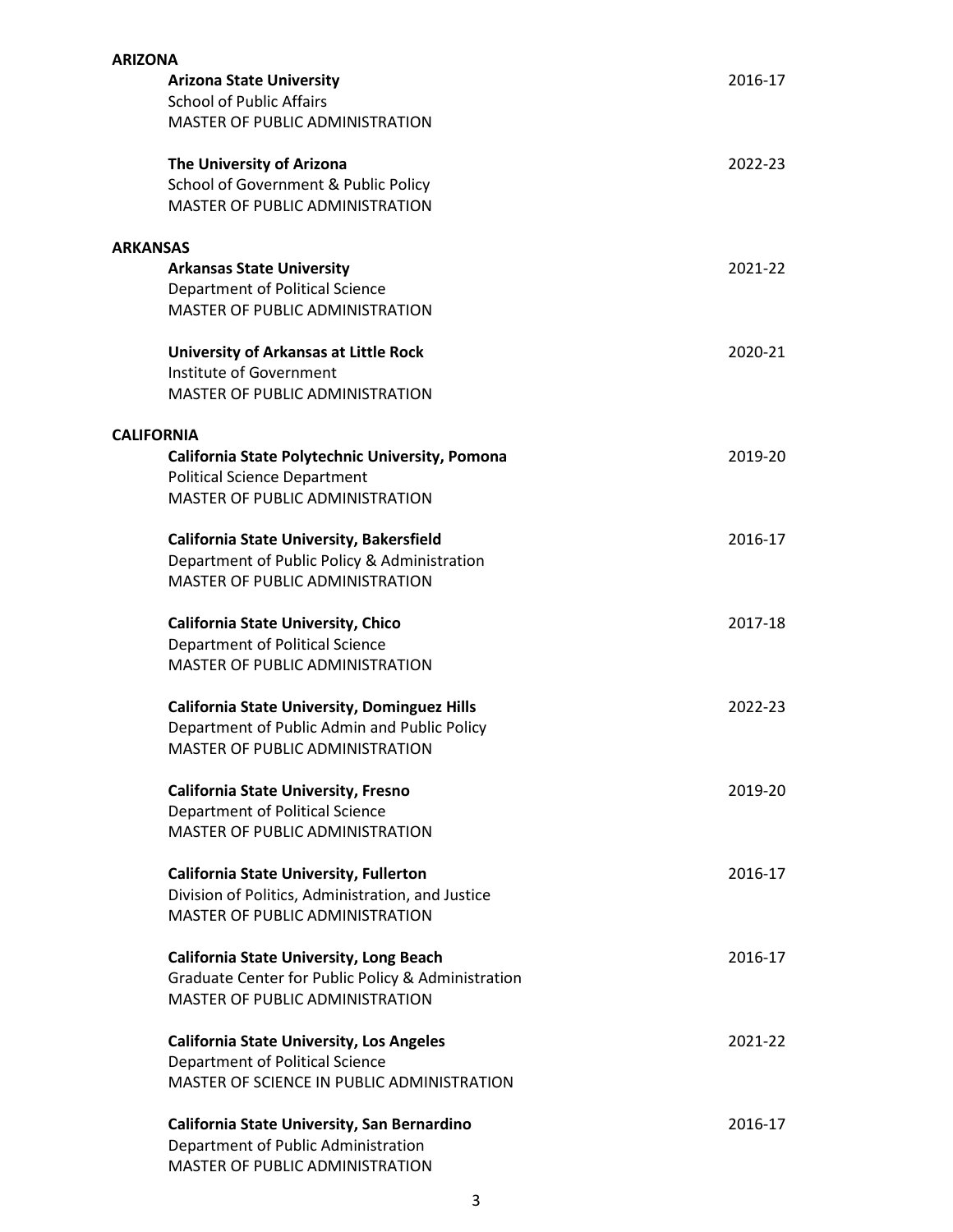## ARIZONA

**Arizona State University** 2016-17
School of Public Affairs
MASTER OF PUBLIC ADMINISTRATION

**The University of Arizona** 2022-23
School of Government & Public Policy
MASTER OF PUBLIC ADMINISTRATION

## ARKANSAS

**Arkansas State University** 2021-22
Department of Political Science
MASTER OF PUBLIC ADMINISTRATION

**University of Arkansas at Little Rock** 2020-21
Institute of Government
MASTER OF PUBLIC ADMINISTRATION

## CALIFORNIA

**California State Polytechnic University, Pomona** 2019-20
Political Science Department
MASTER OF PUBLIC ADMINISTRATION

**California State University, Bakersfield** 2016-17
Department of Public Policy & Administration
MASTER OF PUBLIC ADMINISTRATION

**California State University, Chico** 2017-18
Department of Political Science
MASTER OF PUBLIC ADMINISTRATION

**California State University, Dominguez Hills** 2022-23
Department of Public Admin and Public Policy
MASTER OF PUBLIC ADMINISTRATION

**California State University, Fresno** 2019-20
Department of Political Science
MASTER OF PUBLIC ADMINISTRATION

**California State University, Fullerton** 2016-17
Division of Politics, Administration, and Justice
MASTER OF PUBLIC ADMINISTRATION

**California State University, Long Beach** 2016-17
Graduate Center for Public Policy & Administration
MASTER OF PUBLIC ADMINISTRATION

**California State University, Los Angeles** 2021-22
Department of Political Science
MASTER OF SCIENCE IN PUBLIC ADMINISTRATION

**California State University, San Bernardino** 2016-17
Department of Public Administration
MASTER OF PUBLIC ADMINISTRATION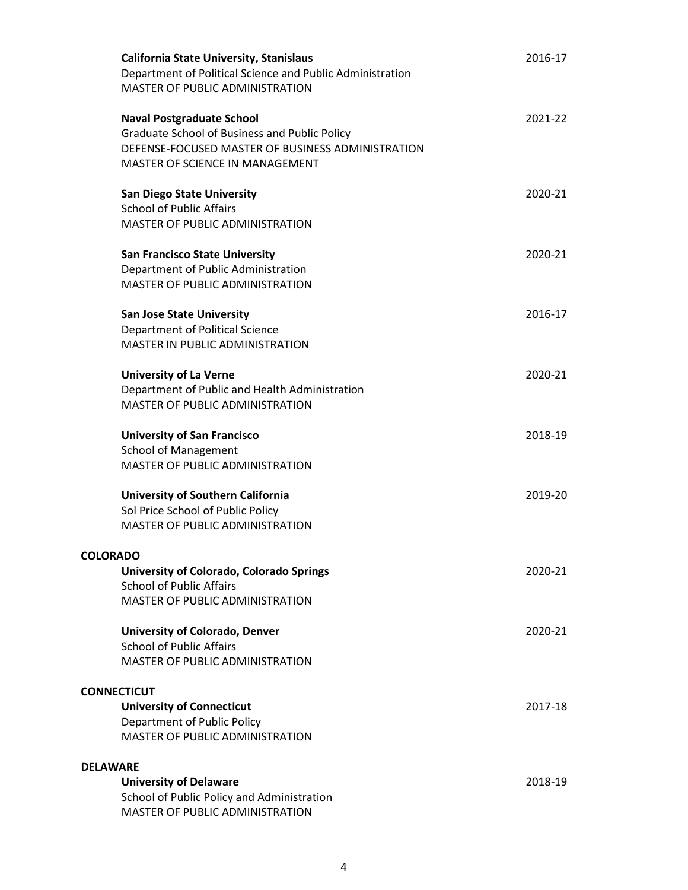**California State University, Stanislaus** — 2016-17
Department of Political Science and Public Administration
MASTER OF PUBLIC ADMINISTRATION

**Naval Postgraduate School** — 2021-22
Graduate School of Business and Public Policy
DEFENSE-FOCUSED MASTER OF BUSINESS ADMINISTRATION
MASTER OF SCIENCE IN MANAGEMENT

**San Diego State University** — 2020-21
School of Public Affairs
MASTER OF PUBLIC ADMINISTRATION

**San Francisco State University** — 2020-21
Department of Public Administration
MASTER OF PUBLIC ADMINISTRATION

**San Jose State University** — 2016-17
Department of Political Science
MASTER IN PUBLIC ADMINISTRATION

**University of La Verne** — 2020-21
Department of Public and Health Administration
MASTER OF PUBLIC ADMINISTRATION

**University of San Francisco** — 2018-19
School of Management
MASTER OF PUBLIC ADMINISTRATION

**University of Southern California** — 2019-20
Sol Price School of Public Policy
MASTER OF PUBLIC ADMINISTRATION

## COLORADO

**University of Colorado, Colorado Springs** — 2020-21
School of Public Affairs
MASTER OF PUBLIC ADMINISTRATION

**University of Colorado, Denver** — 2020-21
School of Public Affairs
MASTER OF PUBLIC ADMINISTRATION

## CONNECTICUT

**University of Connecticut** — 2017-18
Department of Public Policy
MASTER OF PUBLIC ADMINISTRATION

## DELAWARE

**University of Delaware** — 2018-19
School of Public Policy and Administration
MASTER OF PUBLIC ADMINISTRATION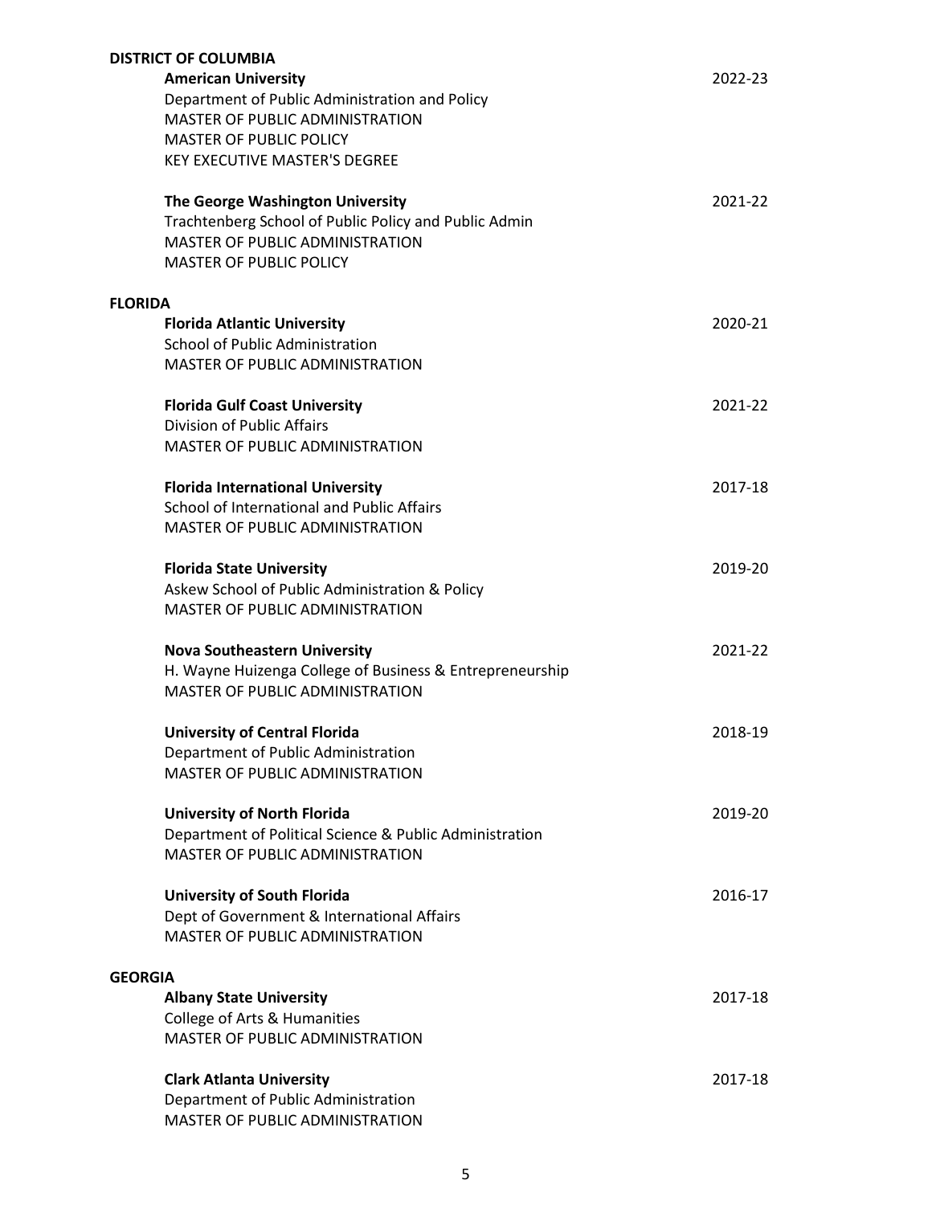## DISTRICT OF COLUMBIA

**American University** — 2022-23
Department of Public Administration and Policy
MASTER OF PUBLIC ADMINISTRATION
MASTER OF PUBLIC POLICY
KEY EXECUTIVE MASTER'S DEGREE

**The George Washington University** — 2021-22
Trachtenberg School of Public Policy and Public Admin
MASTER OF PUBLIC ADMINISTRATION
MASTER OF PUBLIC POLICY

## FLORIDA

**Florida Atlantic University** — 2020-21
School of Public Administration
MASTER OF PUBLIC ADMINISTRATION

**Florida Gulf Coast University** — 2021-22
Division of Public Affairs
MASTER OF PUBLIC ADMINISTRATION

**Florida International University** — 2017-18
School of International and Public Affairs
MASTER OF PUBLIC ADMINISTRATION

**Florida State University** — 2019-20
Askew School of Public Administration & Policy
MASTER OF PUBLIC ADMINISTRATION

**Nova Southeastern University** — 2021-22
H. Wayne Huizenga College of Business & Entrepreneurship
MASTER OF PUBLIC ADMINISTRATION

**University of Central Florida** — 2018-19
Department of Public Administration
MASTER OF PUBLIC ADMINISTRATION

**University of North Florida** — 2019-20
Department of Political Science & Public Administration
MASTER OF PUBLIC ADMINISTRATION

**University of South Florida** — 2016-17
Dept of Government & International Affairs
MASTER OF PUBLIC ADMINISTRATION

## GEORGIA

**Albany State University** — 2017-18
College of Arts & Humanities
MASTER OF PUBLIC ADMINISTRATION

**Clark Atlanta University** — 2017-18
Department of Public Administration
MASTER OF PUBLIC ADMINISTRATION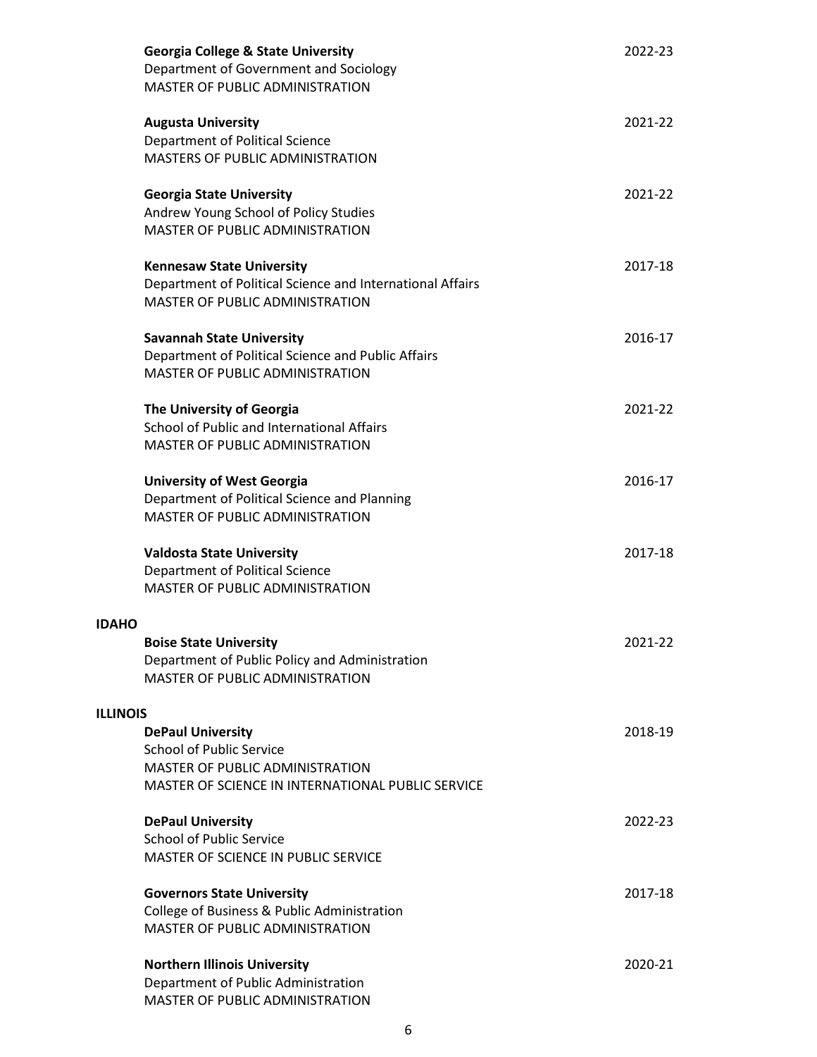**Georgia College & State University** 2022-23
Department of Government and Sociology
MASTER OF PUBLIC ADMINISTRATION

**Augusta University** 2021-22
Department of Political Science
MASTERS OF PUBLIC ADMINISTRATION

**Georgia State University** 2021-22
Andrew Young School of Policy Studies
MASTER OF PUBLIC ADMINISTRATION

**Kennesaw State University** 2017-18
Department of Political Science and International Affairs
MASTER OF PUBLIC ADMINISTRATION

**Savannah State University** 2016-17
Department of Political Science and Public Affairs
MASTER OF PUBLIC ADMINISTRATION

**The University of Georgia** 2021-22
School of Public and International Affairs
MASTER OF PUBLIC ADMINISTRATION

**University of West Georgia** 2016-17
Department of Political Science and Planning
MASTER OF PUBLIC ADMINISTRATION

**Valdosta State University** 2017-18
Department of Political Science
MASTER OF PUBLIC ADMINISTRATION

## IDAHO

**Boise State University** 2021-22
Department of Public Policy and Administration
MASTER OF PUBLIC ADMINISTRATION

## ILLINOIS

**DePaul University** 2018-19
School of Public Service
MASTER OF PUBLIC ADMINISTRATION
MASTER OF SCIENCE IN INTERNATIONAL PUBLIC SERVICE

**DePaul University** 2022-23
School of Public Service
MASTER OF SCIENCE IN PUBLIC SERVICE

**Governors State University** 2017-18
College of Business & Public Administration
MASTER OF PUBLIC ADMINISTRATION

**Northern Illinois University** 2020-21
Department of Public Administration
MASTER OF PUBLIC ADMINISTRATION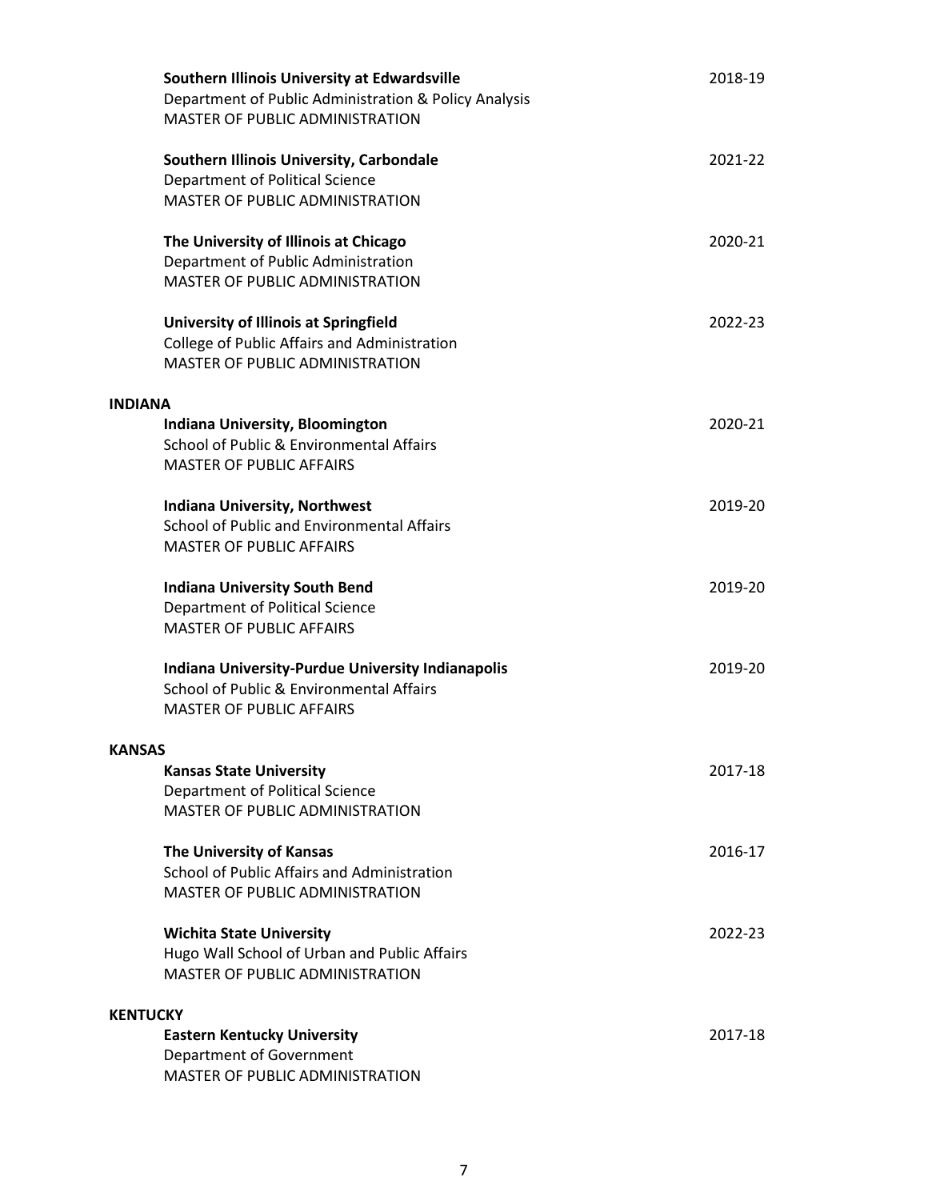**Southern Illinois University at Edwardsville** 2018-19
Department of Public Administration & Policy Analysis
MASTER OF PUBLIC ADMINISTRATION

**Southern Illinois University, Carbondale** 2021-22
Department of Political Science
MASTER OF PUBLIC ADMINISTRATION

**The University of Illinois at Chicago** 2020-21
Department of Public Administration
MASTER OF PUBLIC ADMINISTRATION

**University of Illinois at Springfield** 2022-23
College of Public Affairs and Administration
MASTER OF PUBLIC ADMINISTRATION

## INDIANA

**Indiana University, Bloomington** 2020-21
School of Public & Environmental Affairs
MASTER OF PUBLIC AFFAIRS

**Indiana University, Northwest** 2019-20
School of Public and Environmental Affairs
MASTER OF PUBLIC AFFAIRS

**Indiana University South Bend** 2019-20
Department of Political Science
MASTER OF PUBLIC AFFAIRS

**Indiana University-Purdue University Indianapolis** 2019-20
School of Public & Environmental Affairs
MASTER OF PUBLIC AFFAIRS

## KANSAS

**Kansas State University** 2017-18
Department of Political Science
MASTER OF PUBLIC ADMINISTRATION

**The University of Kansas** 2016-17
School of Public Affairs and Administration
MASTER OF PUBLIC ADMINISTRATION

**Wichita State University** 2022-23
Hugo Wall School of Urban and Public Affairs
MASTER OF PUBLIC ADMINISTRATION

## KENTUCKY

**Eastern Kentucky University** 2017-18
Department of Government
MASTER OF PUBLIC ADMINISTRATION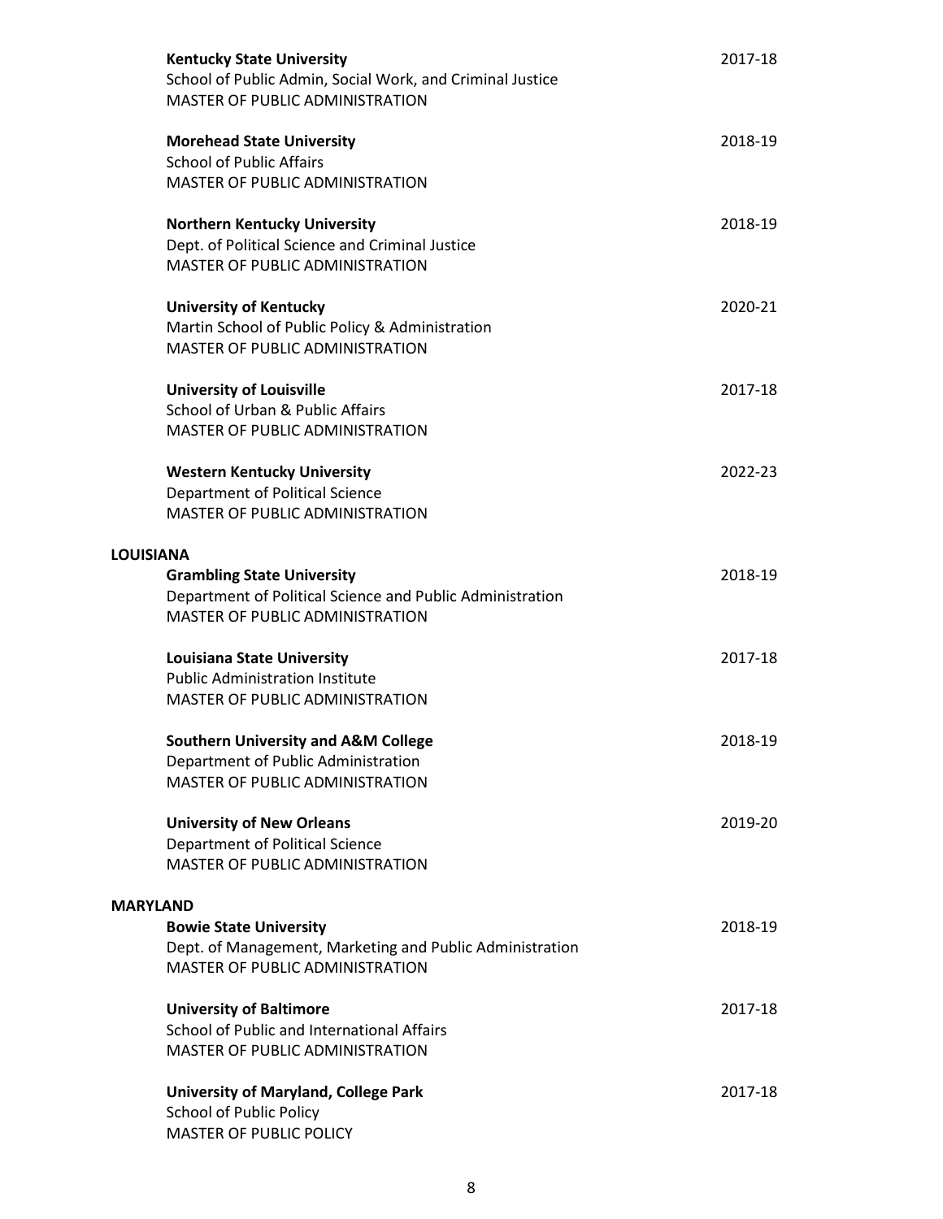**Kentucky State University** 2017-18
School of Public Admin, Social Work, and Criminal Justice
MASTER OF PUBLIC ADMINISTRATION

**Morehead State University** 2018-19
School of Public Affairs
MASTER OF PUBLIC ADMINISTRATION

**Northern Kentucky University** 2018-19
Dept. of Political Science and Criminal Justice
MASTER OF PUBLIC ADMINISTRATION

**University of Kentucky** 2020-21
Martin School of Public Policy & Administration
MASTER OF PUBLIC ADMINISTRATION

**University of Louisville** 2017-18
School of Urban & Public Affairs
MASTER OF PUBLIC ADMINISTRATION

**Western Kentucky University** 2022-23
Department of Political Science
MASTER OF PUBLIC ADMINISTRATION

**LOUISIANA**

**Grambling State University** 2018-19
Department of Political Science and Public Administration
MASTER OF PUBLIC ADMINISTRATION

**Louisiana State University** 2017-18
Public Administration Institute
MASTER OF PUBLIC ADMINISTRATION

**Southern University and A&M College** 2018-19
Department of Public Administration
MASTER OF PUBLIC ADMINISTRATION

**University of New Orleans** 2019-20
Department of Political Science
MASTER OF PUBLIC ADMINISTRATION

**MARYLAND**

**Bowie State University** 2018-19
Dept. of Management, Marketing and Public Administration
MASTER OF PUBLIC ADMINISTRATION

**University of Baltimore** 2017-18
School of Public and International Affairs
MASTER OF PUBLIC ADMINISTRATION

**University of Maryland, College Park** 2017-18
School of Public Policy
MASTER OF PUBLIC POLICY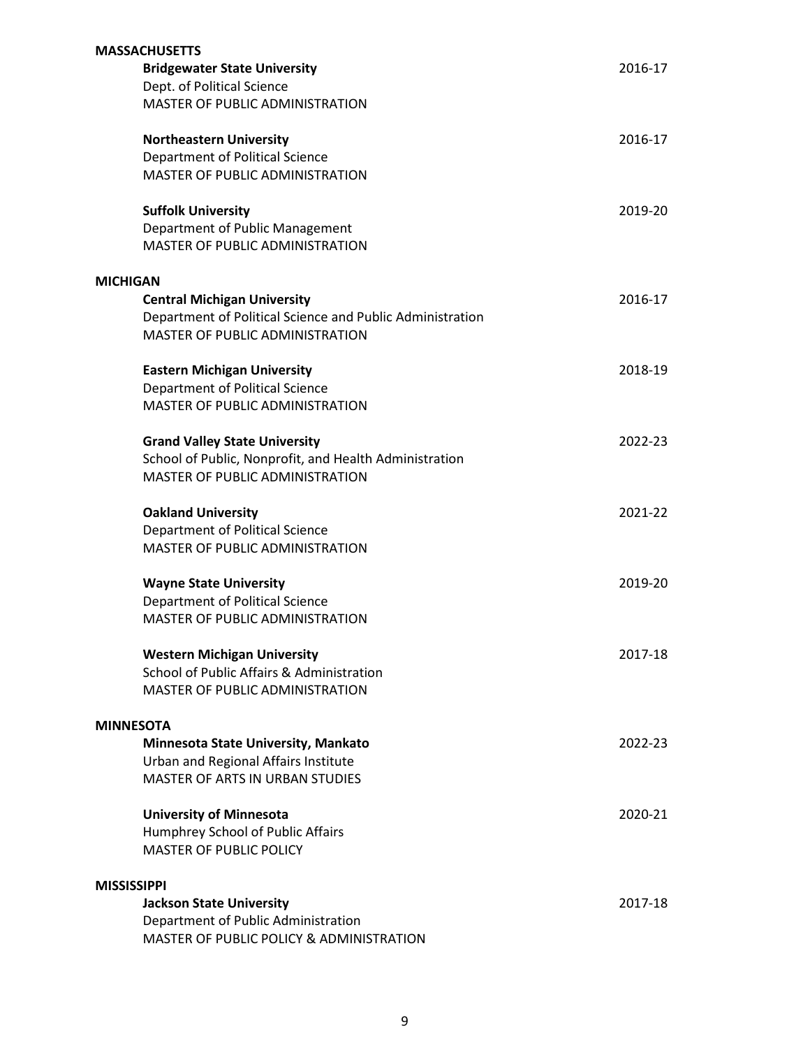**MASSACHUSETTS**

**Bridgewater State University** 2016-17
Dept. of Political Science
MASTER OF PUBLIC ADMINISTRATION

**Northeastern University** 2016-17
Department of Political Science
MASTER OF PUBLIC ADMINISTRATION

**Suffolk University** 2019-20
Department of Public Management
MASTER OF PUBLIC ADMINISTRATION

**MICHIGAN**

**Central Michigan University** 2016-17
Department of Political Science and Public Administration
MASTER OF PUBLIC ADMINISTRATION

**Eastern Michigan University** 2018-19
Department of Political Science
MASTER OF PUBLIC ADMINISTRATION

**Grand Valley State University** 2022-23
School of Public, Nonprofit, and Health Administration
MASTER OF PUBLIC ADMINISTRATION

**Oakland University** 2021-22
Department of Political Science
MASTER OF PUBLIC ADMINISTRATION

**Wayne State University** 2019-20
Department of Political Science
MASTER OF PUBLIC ADMINISTRATION

**Western Michigan University** 2017-18
School of Public Affairs & Administration
MASTER OF PUBLIC ADMINISTRATION

**MINNESOTA**

**Minnesota State University, Mankato** 2022-23
Urban and Regional Affairs Institute
MASTER OF ARTS IN URBAN STUDIES

**University of Minnesota** 2020-21
Humphrey School of Public Affairs
MASTER OF PUBLIC POLICY

**MISSISSIPPI**

**Jackson State University** 2017-18
Department of Public Administration
MASTER OF PUBLIC POLICY & ADMINISTRATION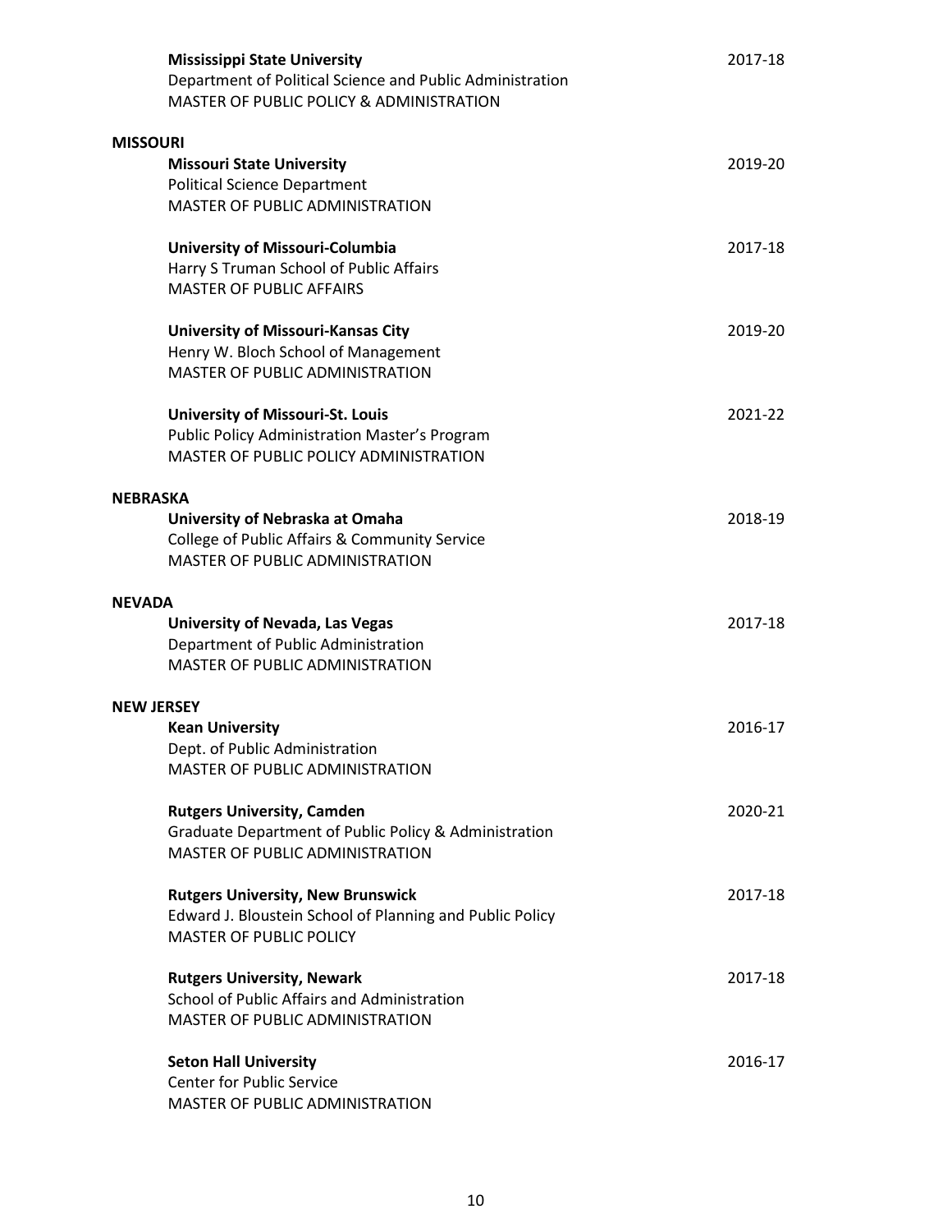**Mississippi State University** 2017-18
Department of Political Science and Public Administration
MASTER OF PUBLIC POLICY & ADMINISTRATION

**MISSOURI**

**Missouri State University** 2019-20
Political Science Department
MASTER OF PUBLIC ADMINISTRATION

**University of Missouri-Columbia** 2017-18
Harry S Truman School of Public Affairs
MASTER OF PUBLIC AFFAIRS

**University of Missouri-Kansas City** 2019-20
Henry W. Bloch School of Management
MASTER OF PUBLIC ADMINISTRATION

**University of Missouri-St. Louis** 2021-22
Public Policy Administration Master's Program
MASTER OF PUBLIC POLICY ADMINISTRATION

**NEBRASKA**

**University of Nebraska at Omaha** 2018-19
College of Public Affairs & Community Service
MASTER OF PUBLIC ADMINISTRATION

**NEVADA**

**University of Nevada, Las Vegas** 2017-18
Department of Public Administration
MASTER OF PUBLIC ADMINISTRATION

**NEW JERSEY**

**Kean University** 2016-17
Dept. of Public Administration
MASTER OF PUBLIC ADMINISTRATION

**Rutgers University, Camden** 2020-21
Graduate Department of Public Policy & Administration
MASTER OF PUBLIC ADMINISTRATION

**Rutgers University, New Brunswick** 2017-18
Edward J. Bloustein School of Planning and Public Policy
MASTER OF PUBLIC POLICY

**Rutgers University, Newark** 2017-18
School of Public Affairs and Administration
MASTER OF PUBLIC ADMINISTRATION

**Seton Hall University** 2016-17
Center for Public Service
MASTER OF PUBLIC ADMINISTRATION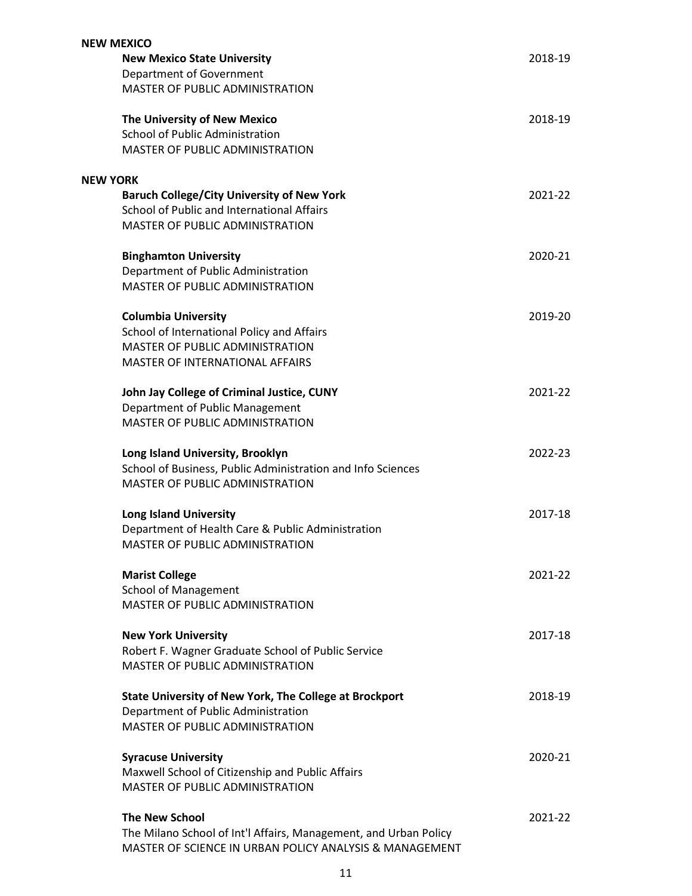**NEW MEXICO**

**New Mexico State University** — 2018-19
Department of Government
MASTER OF PUBLIC ADMINISTRATION

**The University of New Mexico** — 2018-19
School of Public Administration
MASTER OF PUBLIC ADMINISTRATION

**NEW YORK**

**Baruch College/City University of New York** — 2021-22
School of Public and International Affairs
MASTER OF PUBLIC ADMINISTRATION

**Binghamton University** — 2020-21
Department of Public Administration
MASTER OF PUBLIC ADMINISTRATION

**Columbia University** — 2019-20
School of International Policy and Affairs
MASTER OF PUBLIC ADMINISTRATION
MASTER OF INTERNATIONAL AFFAIRS

**John Jay College of Criminal Justice, CUNY** — 2021-22
Department of Public Management
MASTER OF PUBLIC ADMINISTRATION

**Long Island University, Brooklyn** — 2022-23
School of Business, Public Administration and Info Sciences
MASTER OF PUBLIC ADMINISTRATION

**Long Island University** — 2017-18
Department of Health Care & Public Administration
MASTER OF PUBLIC ADMINISTRATION

**Marist College** — 2021-22
School of Management
MASTER OF PUBLIC ADMINISTRATION

**New York University** — 2017-18
Robert F. Wagner Graduate School of Public Service
MASTER OF PUBLIC ADMINISTRATION

**State University of New York, The College at Brockport** — 2018-19
Department of Public Administration
MASTER OF PUBLIC ADMINISTRATION

**Syracuse University** — 2020-21
Maxwell School of Citizenship and Public Affairs
MASTER OF PUBLIC ADMINISTRATION

**The New School** — 2021-22
The Milano School of Int'l Affairs, Management, and Urban Policy
MASTER OF SCIENCE IN URBAN POLICY ANALYSIS & MANAGEMENT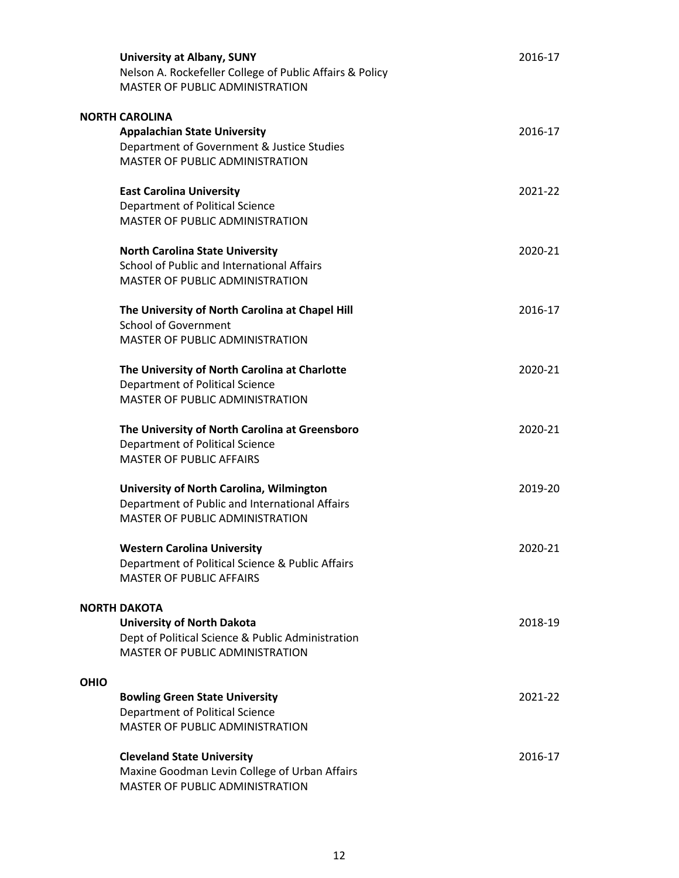**University at Albany, SUNY** 2016-17
Nelson A. Rockefeller College of Public Affairs & Policy
MASTER OF PUBLIC ADMINISTRATION

**NORTH CAROLINA**

**Appalachian State University** 2016-17
Department of Government & Justice Studies
MASTER OF PUBLIC ADMINISTRATION

**East Carolina University** 2021-22
Department of Political Science
MASTER OF PUBLIC ADMINISTRATION

**North Carolina State University** 2020-21
School of Public and International Affairs
MASTER OF PUBLIC ADMINISTRATION

**The University of North Carolina at Chapel Hill** 2016-17
School of Government
MASTER OF PUBLIC ADMINISTRATION

**The University of North Carolina at Charlotte** 2020-21
Department of Political Science
MASTER OF PUBLIC ADMINISTRATION

**The University of North Carolina at Greensboro** 2020-21
Department of Political Science
MASTER OF PUBLIC AFFAIRS

**University of North Carolina, Wilmington** 2019-20
Department of Public and International Affairs
MASTER OF PUBLIC ADMINISTRATION

**Western Carolina University** 2020-21
Department of Political Science & Public Affairs
MASTER OF PUBLIC AFFAIRS

**NORTH DAKOTA**

**University of North Dakota** 2018-19
Dept of Political Science & Public Administration
MASTER OF PUBLIC ADMINISTRATION

**OHIO**

**Bowling Green State University** 2021-22
Department of Political Science
MASTER OF PUBLIC ADMINISTRATION

**Cleveland State University** 2016-17
Maxine Goodman Levin College of Urban Affairs
MASTER OF PUBLIC ADMINISTRATION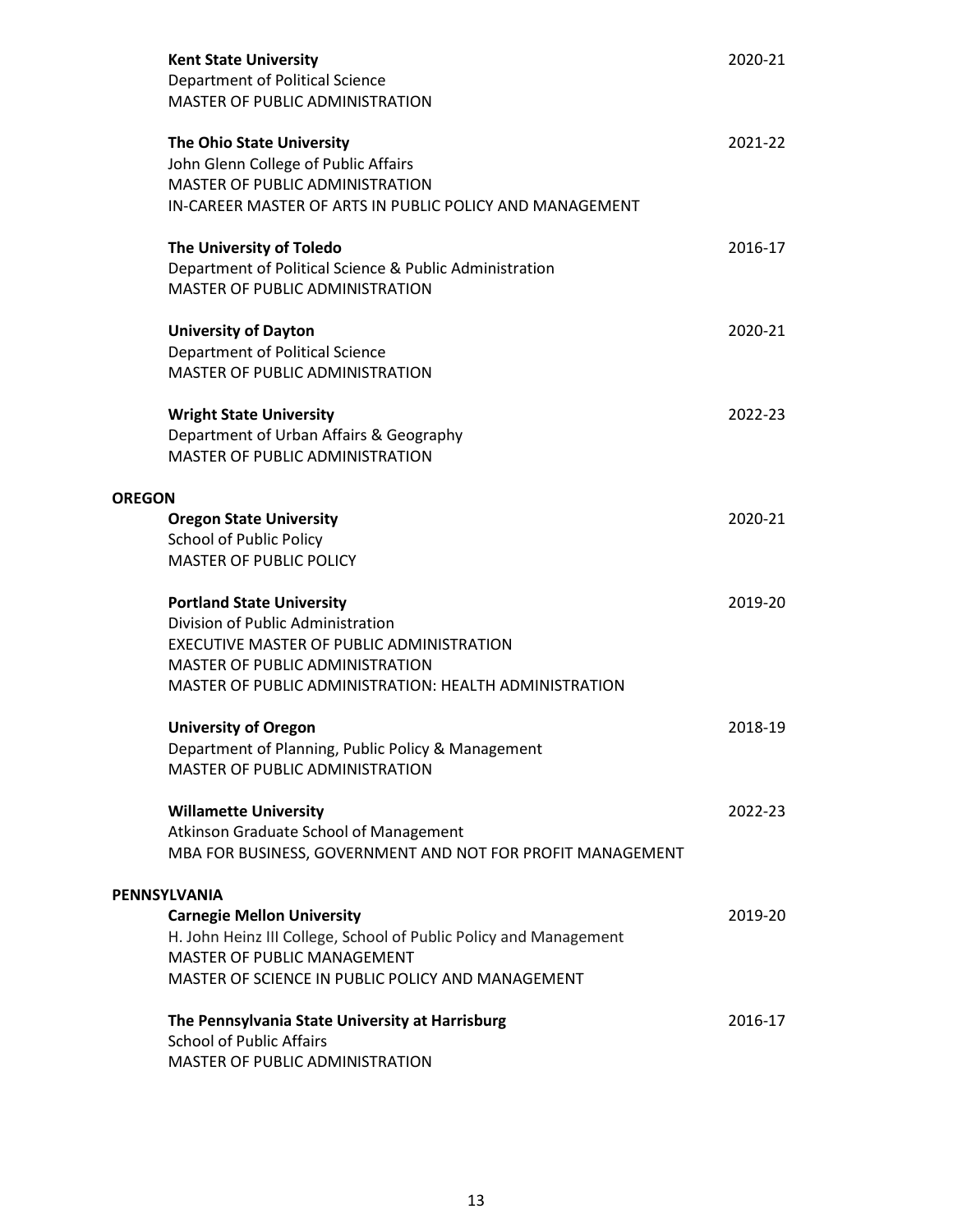**Kent State University** 2020-21
Department of Political Science
MASTER OF PUBLIC ADMINISTRATION

**The Ohio State University** 2021-22
John Glenn College of Public Affairs
MASTER OF PUBLIC ADMINISTRATION
IN-CAREER MASTER OF ARTS IN PUBLIC POLICY AND MANAGEMENT

**The University of Toledo** 2016-17
Department of Political Science & Public Administration
MASTER OF PUBLIC ADMINISTRATION

**University of Dayton** 2020-21
Department of Political Science
MASTER OF PUBLIC ADMINISTRATION

**Wright State University** 2022-23
Department of Urban Affairs & Geography
MASTER OF PUBLIC ADMINISTRATION

## OREGON

**Oregon State University** 2020-21
School of Public Policy
MASTER OF PUBLIC POLICY

**Portland State University** 2019-20
Division of Public Administration
EXECUTIVE MASTER OF PUBLIC ADMINISTRATION
MASTER OF PUBLIC ADMINISTRATION
MASTER OF PUBLIC ADMINISTRATION: HEALTH ADMINISTRATION

**University of Oregon** 2018-19
Department of Planning, Public Policy & Management
MASTER OF PUBLIC ADMINISTRATION

**Willamette University** 2022-23
Atkinson Graduate School of Management
MBA FOR BUSINESS, GOVERNMENT AND NOT FOR PROFIT MANAGEMENT

## PENNSYLVANIA

**Carnegie Mellon University** 2019-20
H. John Heinz III College, School of Public Policy and Management
MASTER OF PUBLIC MANAGEMENT
MASTER OF SCIENCE IN PUBLIC POLICY AND MANAGEMENT

**The Pennsylvania State University at Harrisburg** 2016-17
School of Public Affairs
MASTER OF PUBLIC ADMINISTRATION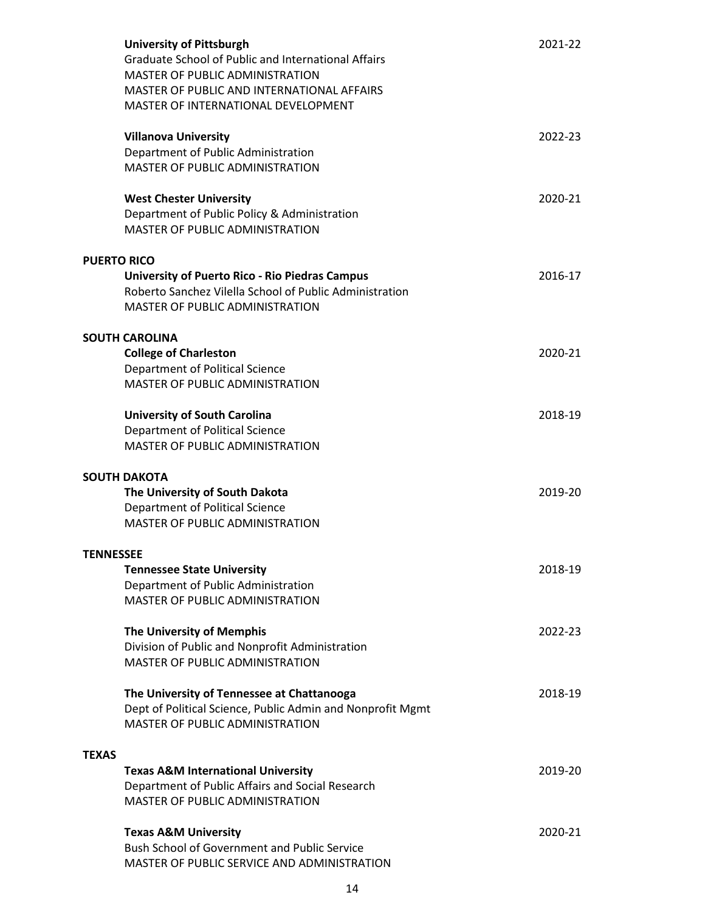**University of Pittsburgh** 2021-22
Graduate School of Public and International Affairs
MASTER OF PUBLIC ADMINISTRATION
MASTER OF PUBLIC AND INTERNATIONAL AFFAIRS
MASTER OF INTERNATIONAL DEVELOPMENT

**Villanova University** 2022-23
Department of Public Administration
MASTER OF PUBLIC ADMINISTRATION

**West Chester University** 2020-21
Department of Public Policy & Administration
MASTER OF PUBLIC ADMINISTRATION

**PUERTO RICO**

**University of Puerto Rico - Rio Piedras Campus** 2016-17
Roberto Sanchez Vilella School of Public Administration
MASTER OF PUBLIC ADMINISTRATION

**SOUTH CAROLINA**

**College of Charleston** 2020-21
Department of Political Science
MASTER OF PUBLIC ADMINISTRATION

**University of South Carolina** 2018-19
Department of Political Science
MASTER OF PUBLIC ADMINISTRATION

**SOUTH DAKOTA**

**The University of South Dakota** 2019-20
Department of Political Science
MASTER OF PUBLIC ADMINISTRATION

**TENNESSEE**

**Tennessee State University** 2018-19
Department of Public Administration
MASTER OF PUBLIC ADMINISTRATION

**The University of Memphis** 2022-23
Division of Public and Nonprofit Administration
MASTER OF PUBLIC ADMINISTRATION

**The University of Tennessee at Chattanooga** 2018-19
Dept of Political Science, Public Admin and Nonprofit Mgmt
MASTER OF PUBLIC ADMINISTRATION

**TEXAS**

**Texas A&M International University** 2019-20
Department of Public Affairs and Social Research
MASTER OF PUBLIC ADMINISTRATION

**Texas A&M University** 2020-21
Bush School of Government and Public Service
MASTER OF PUBLIC SERVICE AND ADMINISTRATION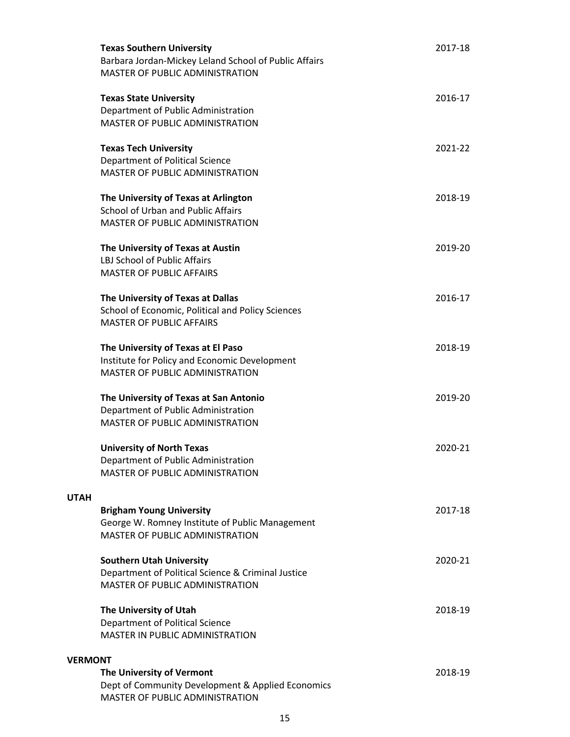**Texas Southern University** 2017-18
Barbara Jordan-Mickey Leland School of Public Affairs
MASTER OF PUBLIC ADMINISTRATION

**Texas State University** 2016-17
Department of Public Administration
MASTER OF PUBLIC ADMINISTRATION

**Texas Tech University** 2021-22
Department of Political Science
MASTER OF PUBLIC ADMINISTRATION

**The University of Texas at Arlington** 2018-19
School of Urban and Public Affairs
MASTER OF PUBLIC ADMINISTRATION

**The University of Texas at Austin** 2019-20
LBJ School of Public Affairs
MASTER OF PUBLIC AFFAIRS

**The University of Texas at Dallas** 2016-17
School of Economic, Political and Policy Sciences
MASTER OF PUBLIC AFFAIRS

**The University of Texas at El Paso** 2018-19
Institute for Policy and Economic Development
MASTER OF PUBLIC ADMINISTRATION

**The University of Texas at San Antonio** 2019-20
Department of Public Administration
MASTER OF PUBLIC ADMINISTRATION

**University of North Texas** 2020-21
Department of Public Administration
MASTER OF PUBLIC ADMINISTRATION

## UTAH

**Brigham Young University** 2017-18
George W. Romney Institute of Public Management
MASTER OF PUBLIC ADMINISTRATION

**Southern Utah University** 2020-21
Department of Political Science & Criminal Justice
MASTER OF PUBLIC ADMINISTRATION

**The University of Utah** 2018-19
Department of Political Science
MASTER IN PUBLIC ADMINISTRATION

## VERMONT

**The University of Vermont** 2018-19
Dept of Community Development & Applied Economics
MASTER OF PUBLIC ADMINISTRATION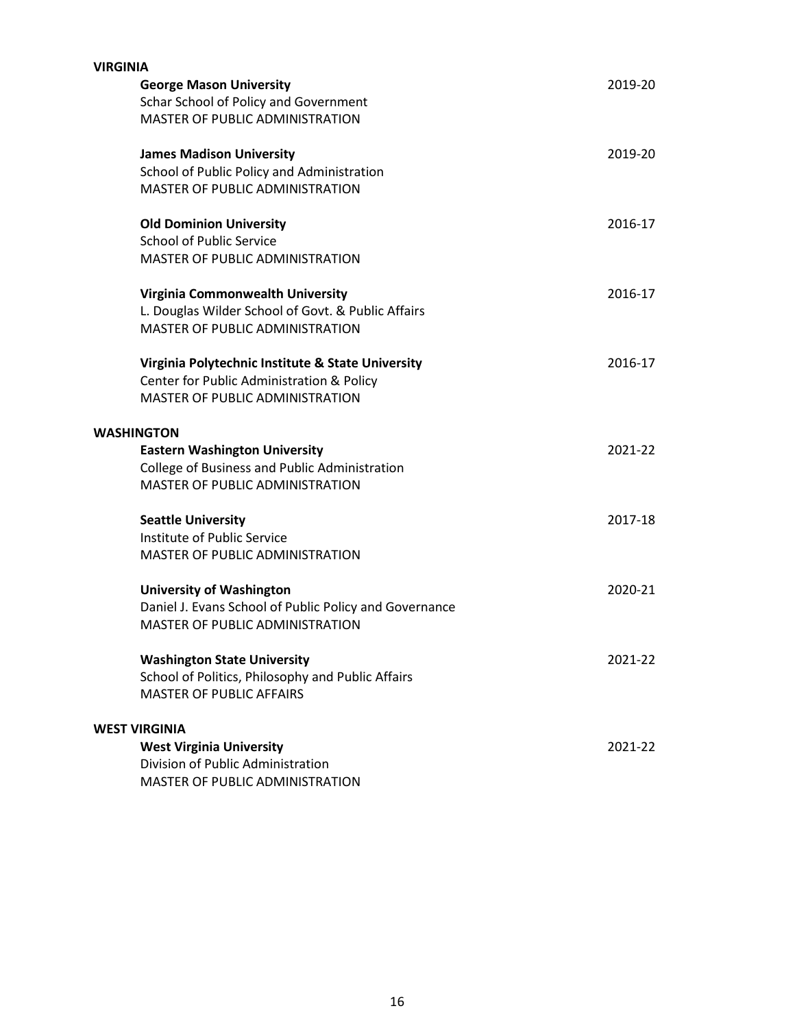## VIRGINIA

| | |
|---|---|
| **George Mason University**<br>Schar School of Policy and Government<br>MASTER OF PUBLIC ADMINISTRATION | 2019-20 |
| **James Madison University**<br>School of Public Policy and Administration<br>MASTER OF PUBLIC ADMINISTRATION | 2019-20 |
| **Old Dominion University**<br>School of Public Service<br>MASTER OF PUBLIC ADMINISTRATION | 2016-17 |
| **Virginia Commonwealth University**<br>L. Douglas Wilder School of Govt. & Public Affairs<br>MASTER OF PUBLIC ADMINISTRATION | 2016-17 |
| **Virginia Polytechnic Institute & State University**<br>Center for Public Administration & Policy<br>MASTER OF PUBLIC ADMINISTRATION | 2016-17 |

## WASHINGTON

| | |
|---|---|
| **Eastern Washington University**<br>College of Business and Public Administration<br>MASTER OF PUBLIC ADMINISTRATION | 2021-22 |
| **Seattle University**<br>Institute of Public Service<br>MASTER OF PUBLIC ADMINISTRATION | 2017-18 |
| **University of Washington**<br>Daniel J. Evans School of Public Policy and Governance<br>MASTER OF PUBLIC ADMINISTRATION | 2020-21 |
| **Washington State University**<br>School of Politics, Philosophy and Public Affairs<br>MASTER OF PUBLIC AFFAIRS | 2021-22 |

## WEST VIRGINIA

| | |
|---|---|
| **West Virginia University**<br>Division of Public Administration<br>MASTER OF PUBLIC ADMINISTRATION | 2021-22 |